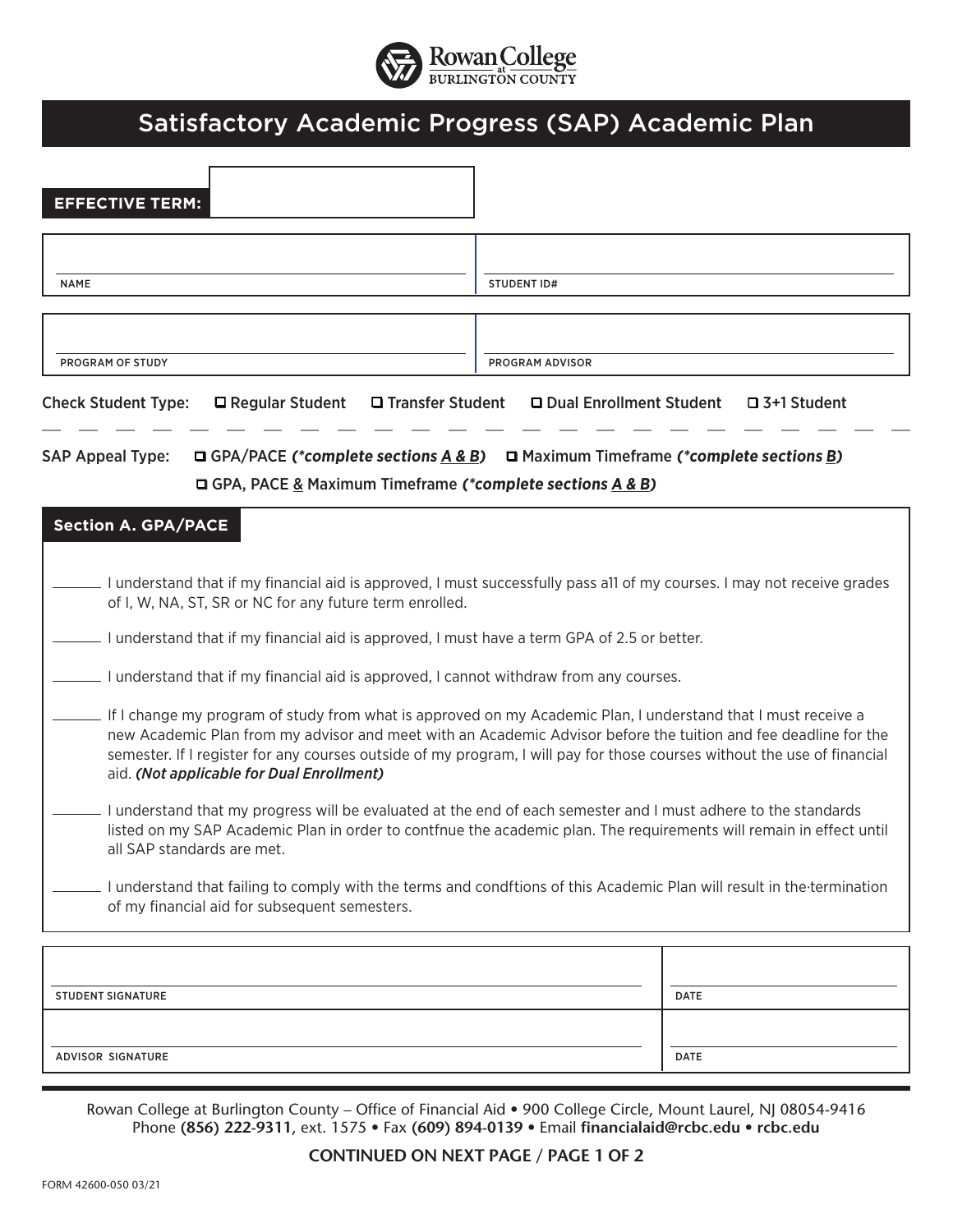Rowan College at Burlington County

# Satisfactory Academic Progress (SAP) Academic Plan

**EFFECTIVE TERM:** ____________________

| NAME | STUDENT ID# |
|---|---|
| | |

| PROGRAM OF STUDY | PROGRAM ADVISOR |
|---|---|
| | |

Check Student Type: ☐ Regular Student ☐ Transfer Student ☐ Dual Enrollment Student ☐ 3+1 Student

SAP Appeal Type: ☐ GPA/PACE ***(*complete sections A & B)*** ☐ Maximum Timeframe ***(*complete sections B)***
☐ GPA, PACE & Maximum Timeframe ***(*complete sections A & B)***

## Section A. GPA/PACE

______ I understand that if my financial aid is approved, I must successfully pass a11 of my courses. I may not receive grades of I, W, NA, ST, SR or NC for any future term enrolled.

______ I understand that if my financial aid is approved, I must have a term GPA of 2.5 or better.

______ I understand that if my financial aid is approved, I cannot withdraw from any courses.

______ If I change my program of study from what is approved on my Academic Plan, I understand that I must receive a new Academic Plan from my advisor and meet with an Academic Advisor before the tuition and fee deadline for the semester. If I register for any courses outside of my program, I will pay for those courses without the use of financial aid. ***(Not applicable for Dual Enrollment)***

______ I understand that my progress will be evaluated at the end of each semester and I must adhere to the standards listed on my SAP Academic Plan in order to contfnue the academic plan. The requirements will remain in effect until all SAP standards are met.

______ I understand that failing to comply with the terms and condftions of this Academic Plan will result in the·termination of my financial aid for subsequent semesters.

| STUDENT SIGNATURE | DATE |
|---|---|
| | |
| **ADVISOR SIGNATURE** | **DATE** |
| | |

Rowan College at Burlington County – Office of Financial Aid • 900 College Circle, Mount Laurel, NJ 08054-9416
Phone **(856) 222-9311**, ext. 1575 • Fax **(609) 894-0139** • Email **financialaid@rcbc.edu** • **rcbc.edu**

CONTINUED ON NEXT PAGE

FORM 42600-050 03/21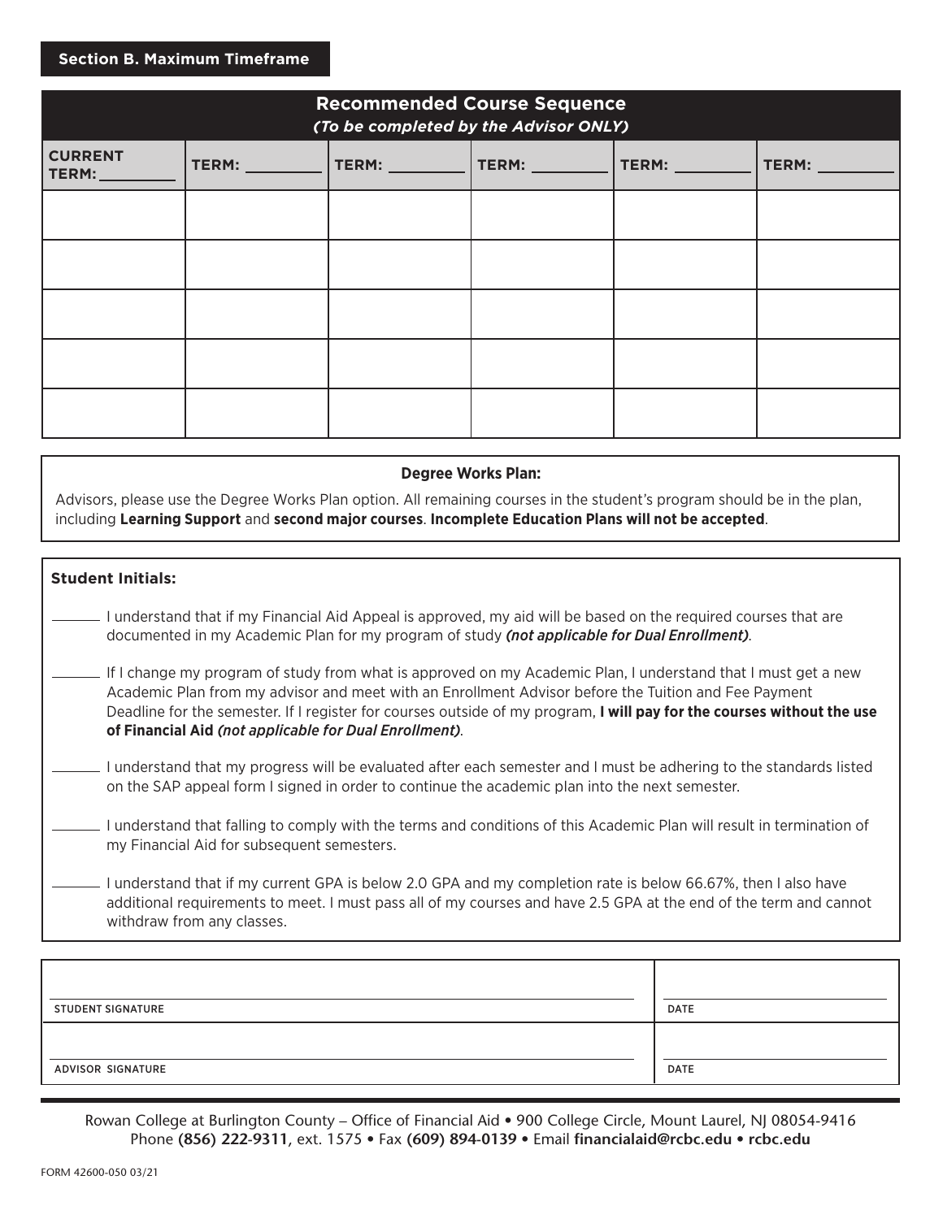## Section B. Maximum Timeframe

**Recommended Course Sequence**
***(To be completed by the Advisor ONLY)***

| CURRENT TERM: ________ | TERM: ________ | TERM: ________ | TERM: ________ | TERM: ________ | TERM: ________ |
|---|---|---|---|---|---|
| | | | | | |
| | | | | | |
| | | | | | |
| | | | | | |
| | | | | | |

**Degree Works Plan:**

Advisors, please use the Degree Works Plan option. All remaining courses in the student's program should be in the plan, including **Learning Support** and **second major courses**. **Incomplete Education Plans will not be accepted**.

**Student Initials:**

______ I understand that if my Financial Aid Appeal is approved, my aid will be based on the required courses that are documented in my Academic Plan for my program of study ***(not applicable for Dual Enrollment)***.

______ If I change my program of study from what is approved on my Academic Plan, I understand that I must get a new Academic Plan from my advisor and meet with an Enrollment Advisor before the Tuition and Fee Payment Deadline for the semester. If I register for courses outside of my program, **I will pay for the courses without the use of Financial Aid** ***(not applicable for Dual Enrollment)***.

______ I understand that my progress will be evaluated after each semester and I must be adhering to the standards listed on the SAP appeal form I signed in order to continue the academic plan into the next semester.

______ I understand that falling to comply with the terms and conditions of this Academic Plan will result in termination of my Financial Aid for subsequent semesters.

______ I understand that if my current GPA is below 2.0 GPA and my completion rate is below 66.67%, then I also have additional requirements to meet. I must pass all of my courses and have 2.5 GPA at the end of the term and cannot withdraw from any classes.

| | |
|---|---|
| ______________________________ STUDENT SIGNATURE | ____________ DATE |
| ______________________________ ADVISOR SIGNATURE | ____________ DATE |

Rowan College at Burlington County – Office of Financial Aid • 900 College Circle, Mount Laurel, NJ 08054-9416
Phone **(856) 222-9311**, ext. 1575 • Fax **(609) 894-0139** • Email **financialaid@rcbc.edu** • **rcbc.edu**

FORM 42600-050 03/21